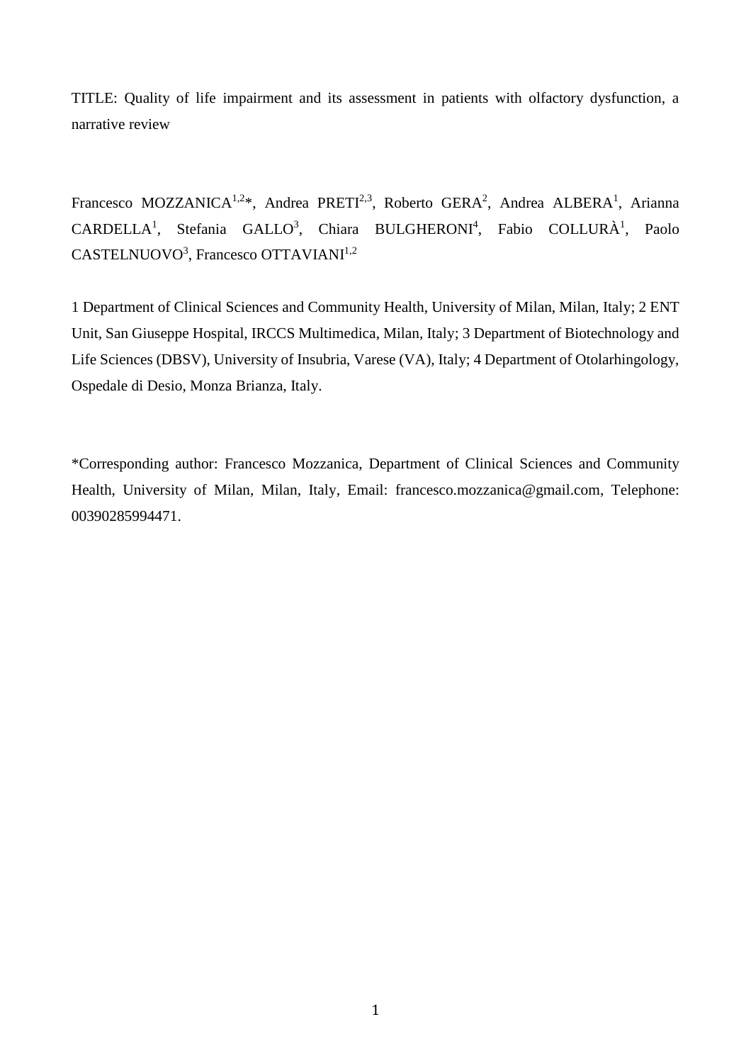TITLE: Quality of life impairment and its assessment in patients with olfactory dysfunction, a narrative review

Francesco MOZZANICA[1,2]*, Andrea PRETI[2,3], Roberto GERA[2], Andrea ALBERA[1], Arianna CARDELLA[1], Stefania GALLO[3], Chiara BULGHERONI[4], Fabio COLLURÀ[1], Paolo CASTELNUOVO[3], Francesco OTTAVIANI[1,2]

1 Department of Clinical Sciences and Community Health, University of Milan, Milan, Italy; 2 ENT Unit, San Giuseppe Hospital, IRCCS Multimedica, Milan, Italy; 3 Department of Biotechnology and Life Sciences (DBSV), University of Insubria, Varese (VA), Italy; 4 Department of Otolarhingology, Ospedale di Desio, Monza Brianza, Italy.

*Corresponding author: Francesco Mozzanica, Department of Clinical Sciences and Community Health, University of Milan, Milan, Italy, Email: francesco.mozzanica@gmail.com, Telephone: 00390285994471.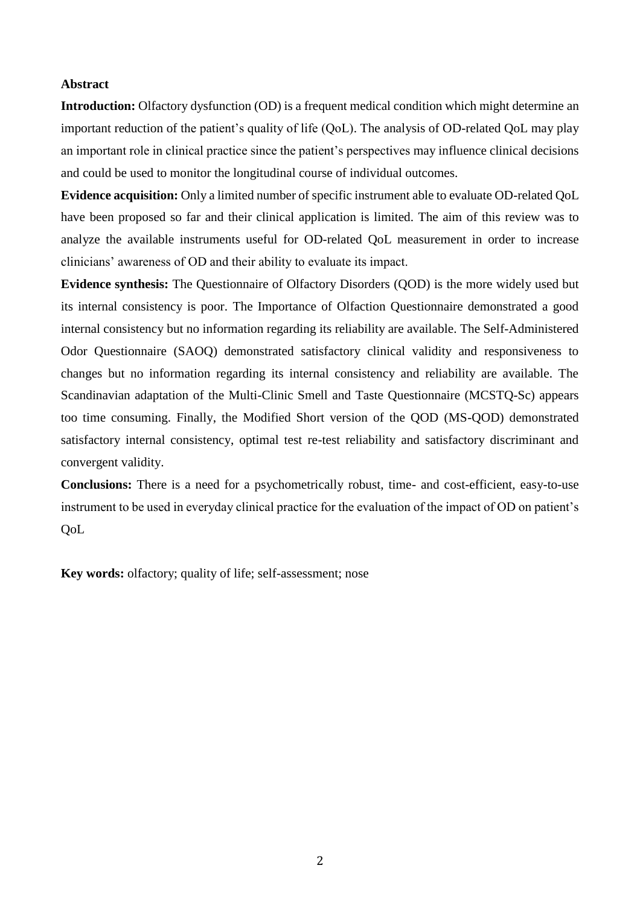## Abstract

**Introduction:** Olfactory dysfunction (OD) is a frequent medical condition which might determine an important reduction of the patient's quality of life (QoL). The analysis of OD-related QoL may play an important role in clinical practice since the patient's perspectives may influence clinical decisions and could be used to monitor the longitudinal course of individual outcomes.

**Evidence acquisition:** Only a limited number of specific instrument able to evaluate OD-related QoL have been proposed so far and their clinical application is limited. The aim of this review was to analyze the available instruments useful for OD-related QoL measurement in order to increase clinicians' awareness of OD and their ability to evaluate its impact.

**Evidence synthesis:** The Questionnaire of Olfactory Disorders (QOD) is the more widely used but its internal consistency is poor. The Importance of Olfaction Questionnaire demonstrated a good internal consistency but no information regarding its reliability are available. The Self-Administered Odor Questionnaire (SAOQ) demonstrated satisfactory clinical validity and responsiveness to changes but no information regarding its internal consistency and reliability are available. The Scandinavian adaptation of the Multi-Clinic Smell and Taste Questionnaire (MCSTQ-Sc) appears too time consuming. Finally, the Modified Short version of the QOD (MS-QOD) demonstrated satisfactory internal consistency, optimal test re-test reliability and satisfactory discriminant and convergent validity.

**Conclusions:** There is a need for a psychometrically robust, time- and cost-efficient, easy-to-use instrument to be used in everyday clinical practice for the evaluation of the impact of OD on patient's QoL

**Key words:** olfactory; quality of life; self-assessment; nose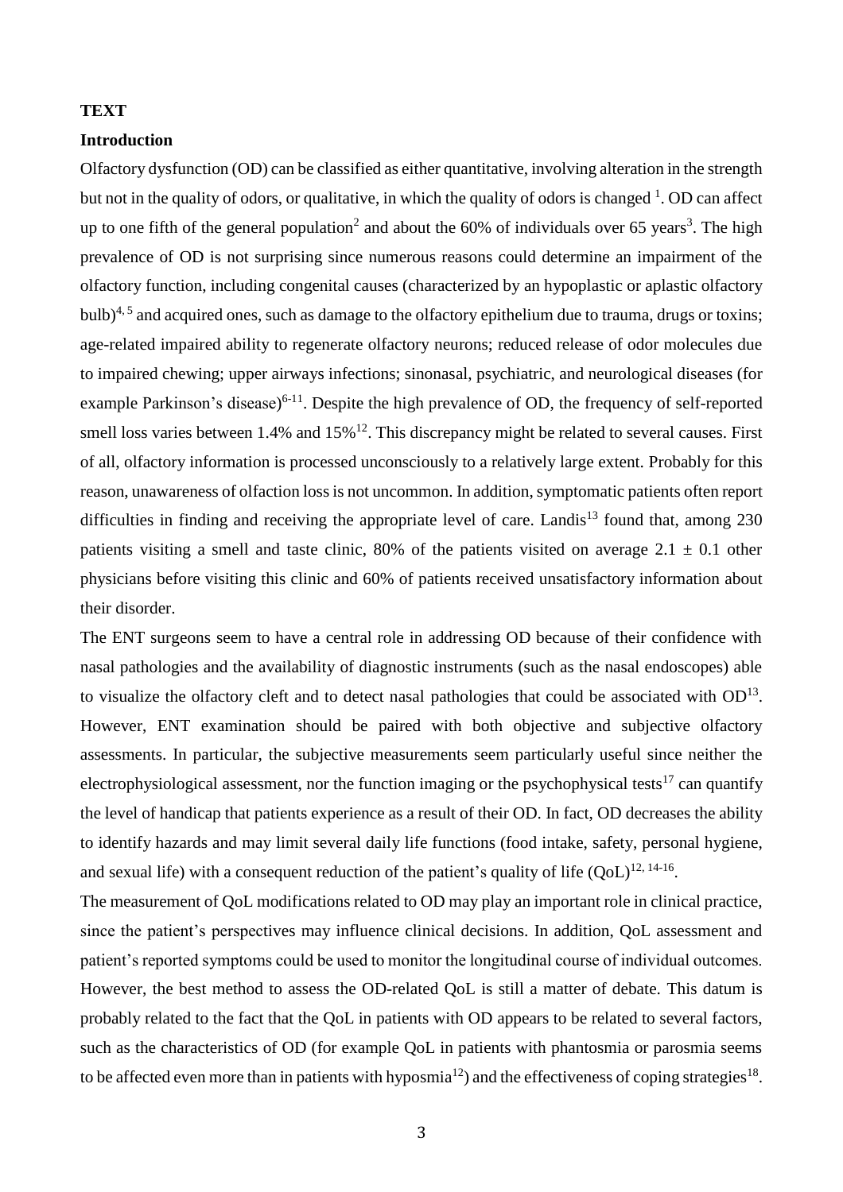# TEXT

## Introduction

Olfactory dysfunction (OD) can be classified as either quantitative, involving alteration in the strength but not in the quality of odors, or qualitative, in which the quality of odors is changed [1]. OD can affect up to one fifth of the general population[2] and about the 60% of individuals over 65 years[3]. The high prevalence of OD is not surprising since numerous reasons could determine an impairment of the olfactory function, including congenital causes (characterized by an hypoplastic or aplastic olfactory bulb)[4, 5] and acquired ones, such as damage to the olfactory epithelium due to trauma, drugs or toxins; age-related impaired ability to regenerate olfactory neurons; reduced release of odor molecules due to impaired chewing; upper airways infections; sinonasal, psychiatric, and neurological diseases (for example Parkinson's disease)[6-11]. Despite the high prevalence of OD, the frequency of self-reported smell loss varies between 1.4% and 15%[12]. This discrepancy might be related to several causes. First of all, olfactory information is processed unconsciously to a relatively large extent. Probably for this reason, unawareness of olfaction loss is not uncommon. In addition, symptomatic patients often report difficulties in finding and receiving the appropriate level of care. Landis[13] found that, among 230 patients visiting a smell and taste clinic, 80% of the patients visited on average $2.1 \pm 0.1$ other physicians before visiting this clinic and 60% of patients received unsatisfactory information about their disorder.

The ENT surgeons seem to have a central role in addressing OD because of their confidence with nasal pathologies and the availability of diagnostic instruments (such as the nasal endoscopes) able to visualize the olfactory cleft and to detect nasal pathologies that could be associated with OD[13]. However, ENT examination should be paired with both objective and subjective olfactory assessments. In particular, the subjective measurements seem particularly useful since neither the electrophysiological assessment, nor the function imaging or the psychophysical tests[17] can quantify the level of handicap that patients experience as a result of their OD. In fact, OD decreases the ability to identify hazards and may limit several daily life functions (food intake, safety, personal hygiene, and sexual life) with a consequent reduction of the patient's quality of life (QoL)[12, 14-16].

The measurement of QoL modifications related to OD may play an important role in clinical practice, since the patient's perspectives may influence clinical decisions. In addition, QoL assessment and patient's reported symptoms could be used to monitor the longitudinal course of individual outcomes. However, the best method to assess the OD-related QoL is still a matter of debate. This datum is probably related to the fact that the QoL in patients with OD appears to be related to several factors, such as the characteristics of OD (for example QoL in patients with phantosmia or parosmia seems to be affected even more than in patients with hyposmia[12]) and the effectiveness of coping strategies[18].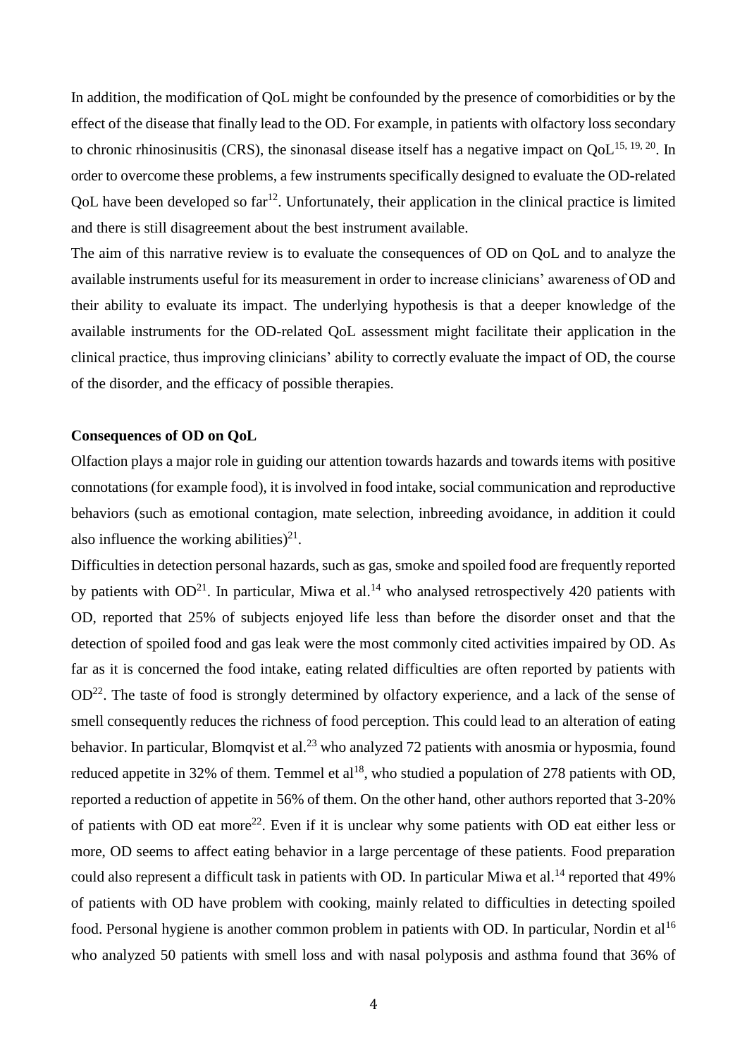In addition, the modification of QoL might be confounded by the presence of comorbidities or by the effect of the disease that finally lead to the OD. For example, in patients with olfactory loss secondary to chronic rhinosinusitis (CRS), the sinonasal disease itself has a negative impact on QoL[15, 19, 20]. In order to overcome these problems, a few instruments specifically designed to evaluate the OD-related QoL have been developed so far[12]. Unfortunately, their application in the clinical practice is limited and there is still disagreement about the best instrument available.

The aim of this narrative review is to evaluate the consequences of OD on QoL and to analyze the available instruments useful for its measurement in order to increase clinicians' awareness of OD and their ability to evaluate its impact. The underlying hypothesis is that a deeper knowledge of the available instruments for the OD-related QoL assessment might facilitate their application in the clinical practice, thus improving clinicians' ability to correctly evaluate the impact of OD, the course of the disorder, and the efficacy of possible therapies.

**Consequences of OD on QoL**

Olfaction plays a major role in guiding our attention towards hazards and towards items with positive connotations (for example food), it is involved in food intake, social communication and reproductive behaviors (such as emotional contagion, mate selection, inbreeding avoidance, in addition it could also influence the working abilities)[21].

Difficulties in detection personal hazards, such as gas, smoke and spoiled food are frequently reported by patients with OD[21]. In particular, Miwa et al.[14] who analysed retrospectively 420 patients with OD, reported that 25% of subjects enjoyed life less than before the disorder onset and that the detection of spoiled food and gas leak were the most commonly cited activities impaired by OD. As far as it is concerned the food intake, eating related difficulties are often reported by patients with OD[22]. The taste of food is strongly determined by olfactory experience, and a lack of the sense of smell consequently reduces the richness of food perception. This could lead to an alteration of eating behavior. In particular, Blomqvist et al.[23] who analyzed 72 patients with anosmia or hyposmia, found reduced appetite in 32% of them. Temmel et al[18], who studied a population of 278 patients with OD, reported a reduction of appetite in 56% of them. On the other hand, other authors reported that 3-20% of patients with OD eat more[22]. Even if it is unclear why some patients with OD eat either less or more, OD seems to affect eating behavior in a large percentage of these patients. Food preparation could also represent a difficult task in patients with OD. In particular Miwa et al.[14] reported that 49% of patients with OD have problem with cooking, mainly related to difficulties in detecting spoiled food. Personal hygiene is another common problem in patients with OD. In particular, Nordin et al[16] who analyzed 50 patients with smell loss and with nasal polyposis and asthma found that 36% of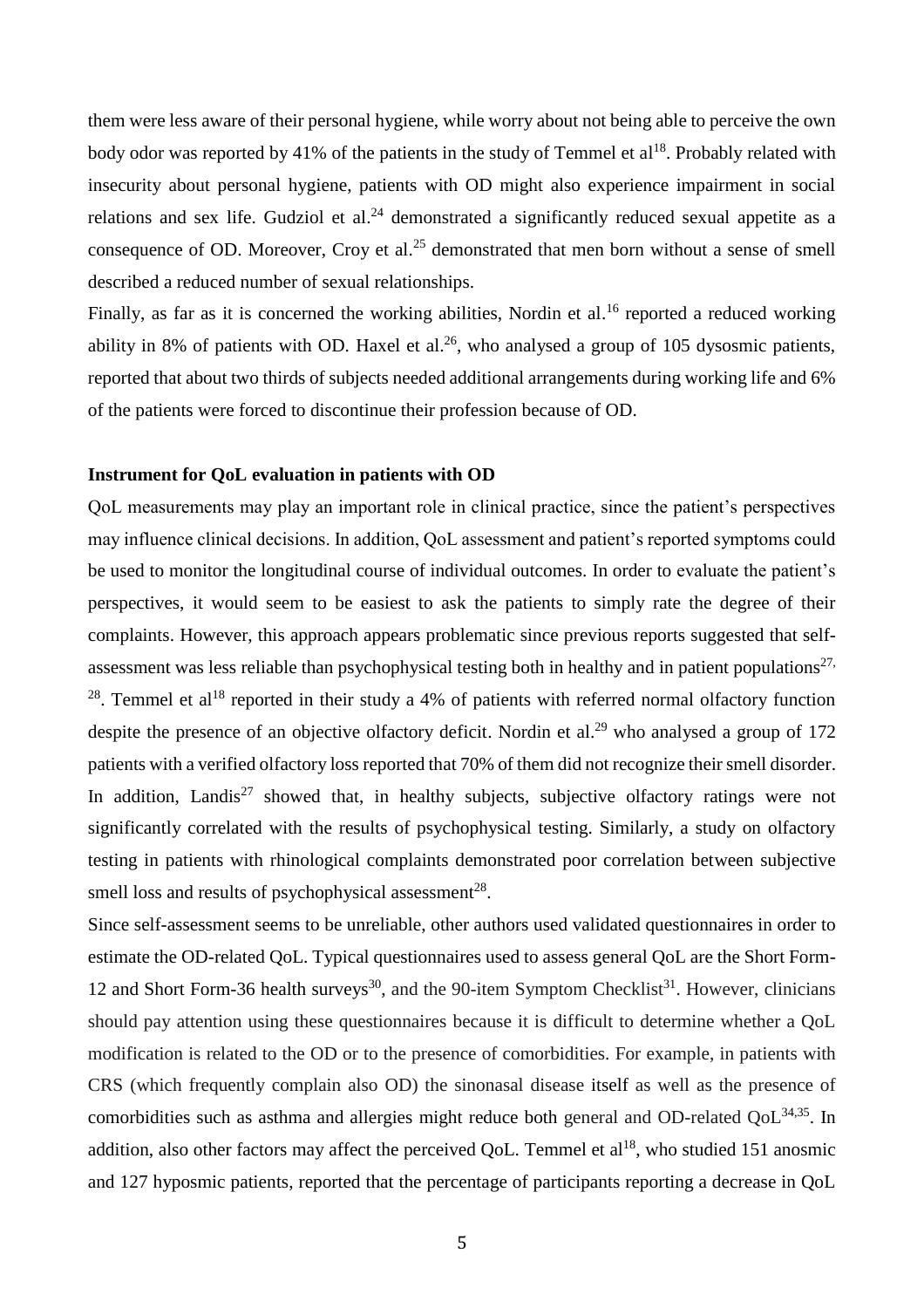them were less aware of their personal hygiene, while worry about not being able to perceive the own body odor was reported by 41% of the patients in the study of Temmel et al[18]. Probably related with insecurity about personal hygiene, patients with OD might also experience impairment in social relations and sex life. Gudziol et al.[24] demonstrated a significantly reduced sexual appetite as a consequence of OD. Moreover, Croy et al.[25] demonstrated that men born without a sense of smell described a reduced number of sexual relationships.

Finally, as far as it is concerned the working abilities, Nordin et al.[16] reported a reduced working ability in 8% of patients with OD. Haxel et al.[26], who analysed a group of 105 dysosmic patients, reported that about two thirds of subjects needed additional arrangements during working life and 6% of the patients were forced to discontinue their profession because of OD.

**Instrument for QoL evaluation in patients with OD**

QoL measurements may play an important role in clinical practice, since the patient's perspectives may influence clinical decisions. In addition, QoL assessment and patient's reported symptoms could be used to monitor the longitudinal course of individual outcomes. In order to evaluate the patient's perspectives, it would seem to be easiest to ask the patients to simply rate the degree of their complaints. However, this approach appears problematic since previous reports suggested that self-assessment was less reliable than psychophysical testing both in healthy and in patient populations[27,28]. Temmel et al[18] reported in their study a 4% of patients with referred normal olfactory function despite the presence of an objective olfactory deficit. Nordin et al.[29] who analysed a group of 172 patients with a verified olfactory loss reported that 70% of them did not recognize their smell disorder. In addition, Landis[27] showed that, in healthy subjects, subjective olfactory ratings were not significantly correlated with the results of psychophysical testing. Similarly, a study on olfactory testing in patients with rhinological complaints demonstrated poor correlation between subjective smell loss and results of psychophysical assessment[28].

Since self-assessment seems to be unreliable, other authors used validated questionnaires in order to estimate the OD-related QoL. Typical questionnaires used to assess general QoL are the Short Form-12 and Short Form-36 health surveys[30], and the 90-item Symptom Checklist[31]. However, clinicians should pay attention using these questionnaires because it is difficult to determine whether a QoL modification is related to the OD or to the presence of comorbidities. For example, in patients with CRS (which frequently complain also OD) the sinonasal disease itself as well as the presence of comorbidities such as asthma and allergies might reduce both general and OD-related QoL[34,35]. In addition, also other factors may affect the perceived QoL. Temmel et al[18], who studied 151 anosmic and 127 hyposmic patients, reported that the percentage of participants reporting a decrease in QoL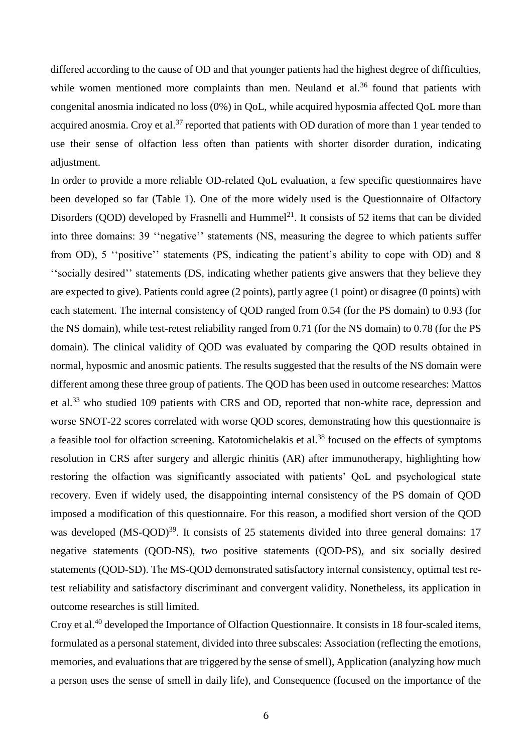differed according to the cause of OD and that younger patients had the highest degree of difficulties, while women mentioned more complaints than men. Neuland et al.[36] found that patients with congenital anosmia indicated no loss (0%) in QoL, while acquired hyposmia affected QoL more than acquired anosmia. Croy et al.[37] reported that patients with OD duration of more than 1 year tended to use their sense of olfaction less often than patients with shorter disorder duration, indicating adjustment.

In order to provide a more reliable OD-related QoL evaluation, a few specific questionnaires have been developed so far (Table 1). One of the more widely used is the Questionnaire of Olfactory Disorders (QOD) developed by Frasnelli and Hummel[21]. It consists of 52 items that can be divided into three domains: 39 ''negative'' statements (NS, measuring the degree to which patients suffer from OD), 5 ''positive'' statements (PS, indicating the patient's ability to cope with OD) and 8 ''socially desired'' statements (DS, indicating whether patients give answers that they believe they are expected to give). Patients could agree (2 points), partly agree (1 point) or disagree (0 points) with each statement. The internal consistency of QOD ranged from 0.54 (for the PS domain) to 0.93 (for the NS domain), while test-retest reliability ranged from 0.71 (for the NS domain) to 0.78 (for the PS domain). The clinical validity of QOD was evaluated by comparing the QOD results obtained in normal, hyposmic and anosmic patients. The results suggested that the results of the NS domain were different among these three group of patients. The QOD has been used in outcome researches: Mattos et al.[33] who studied 109 patients with CRS and OD, reported that non-white race, depression and worse SNOT-22 scores correlated with worse QOD scores, demonstrating how this questionnaire is a feasible tool for olfaction screening. Katotomichelakis et al.[38] focused on the effects of symptoms resolution in CRS after surgery and allergic rhinitis (AR) after immunotherapy, highlighting how restoring the olfaction was significantly associated with patients' QoL and psychological state recovery. Even if widely used, the disappointing internal consistency of the PS domain of QOD imposed a modification of this questionnaire. For this reason, a modified short version of the QOD was developed (MS-QOD)[39]. It consists of 25 statements divided into three general domains: 17 negative statements (QOD-NS), two positive statements (QOD-PS), and six socially desired statements (QOD-SD). The MS-QOD demonstrated satisfactory internal consistency, optimal test re-test reliability and satisfactory discriminant and convergent validity. Nonetheless, its application in outcome researches is still limited.

Croy et al.[40] developed the Importance of Olfaction Questionnaire. It consists in 18 four-scaled items, formulated as a personal statement, divided into three subscales: Association (reflecting the emotions, memories, and evaluations that are triggered by the sense of smell), Application (analyzing how much a person uses the sense of smell in daily life), and Consequence (focused on the importance of the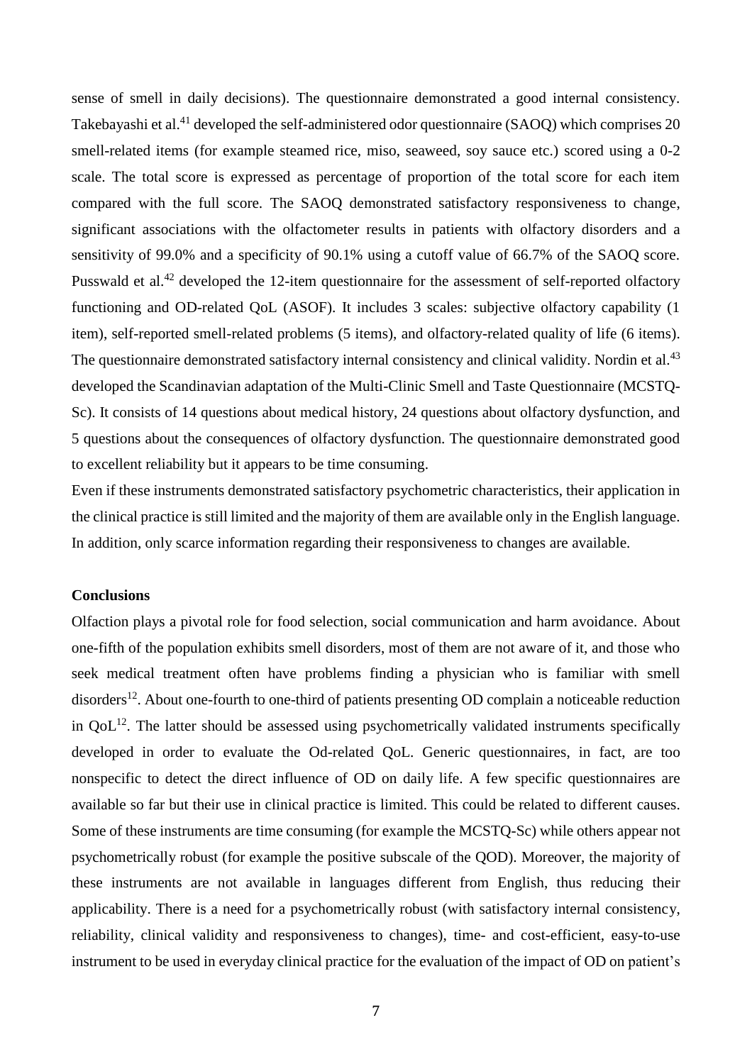sense of smell in daily decisions). The questionnaire demonstrated a good internal consistency. Takebayashi et al.[41] developed the self-administered odor questionnaire (SAOQ) which comprises 20 smell-related items (for example steamed rice, miso, seaweed, soy sauce etc.) scored using a 0-2 scale. The total score is expressed as percentage of proportion of the total score for each item compared with the full score. The SAOQ demonstrated satisfactory responsiveness to change, significant associations with the olfactometer results in patients with olfactory disorders and a sensitivity of 99.0% and a specificity of 90.1% using a cutoff value of 66.7% of the SAOQ score. Pusswald et al.[42] developed the 12-item questionnaire for the assessment of self-reported olfactory functioning and OD-related QoL (ASOF). It includes 3 scales: subjective olfactory capability (1 item), self-reported smell-related problems (5 items), and olfactory-related quality of life (6 items). The questionnaire demonstrated satisfactory internal consistency and clinical validity. Nordin et al.[43] developed the Scandinavian adaptation of the Multi-Clinic Smell and Taste Questionnaire (MCSTQ-Sc). It consists of 14 questions about medical history, 24 questions about olfactory dysfunction, and 5 questions about the consequences of olfactory dysfunction. The questionnaire demonstrated good to excellent reliability but it appears to be time consuming.

Even if these instruments demonstrated satisfactory psychometric characteristics, their application in the clinical practice is still limited and the majority of them are available only in the English language. In addition, only scarce information regarding their responsiveness to changes are available.

**Conclusions**

Olfaction plays a pivotal role for food selection, social communication and harm avoidance. About one-fifth of the population exhibits smell disorders, most of them are not aware of it, and those who seek medical treatment often have problems finding a physician who is familiar with smell disorders[12]. About one-fourth to one-third of patients presenting OD complain a noticeable reduction in QoL[12]. The latter should be assessed using psychometrically validated instruments specifically developed in order to evaluate the Od-related QoL. Generic questionnaires, in fact, are too nonspecific to detect the direct influence of OD on daily life. A few specific questionnaires are available so far but their use in clinical practice is limited. This could be related to different causes. Some of these instruments are time consuming (for example the MCSTQ-Sc) while others appear not psychometrically robust (for example the positive subscale of the QOD). Moreover, the majority of these instruments are not available in languages different from English, thus reducing their applicability. There is a need for a psychometrically robust (with satisfactory internal consistency, reliability, clinical validity and responsiveness to changes), time- and cost-efficient, easy-to-use instrument to be used in everyday clinical practice for the evaluation of the impact of OD on patient's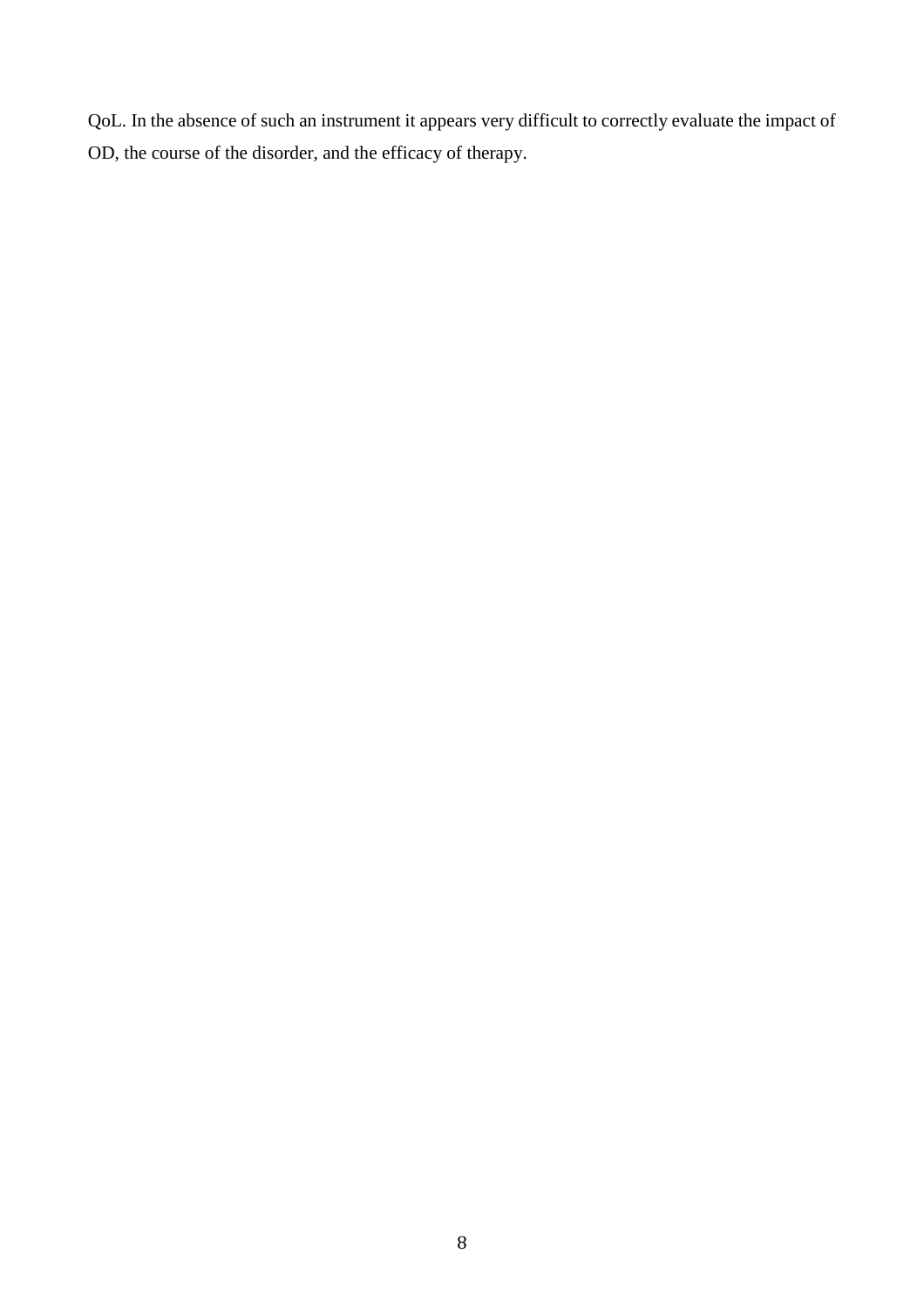QoL. In the absence of such an instrument it appears very difficult to correctly evaluate the impact of OD, the course of the disorder, and the efficacy of therapy.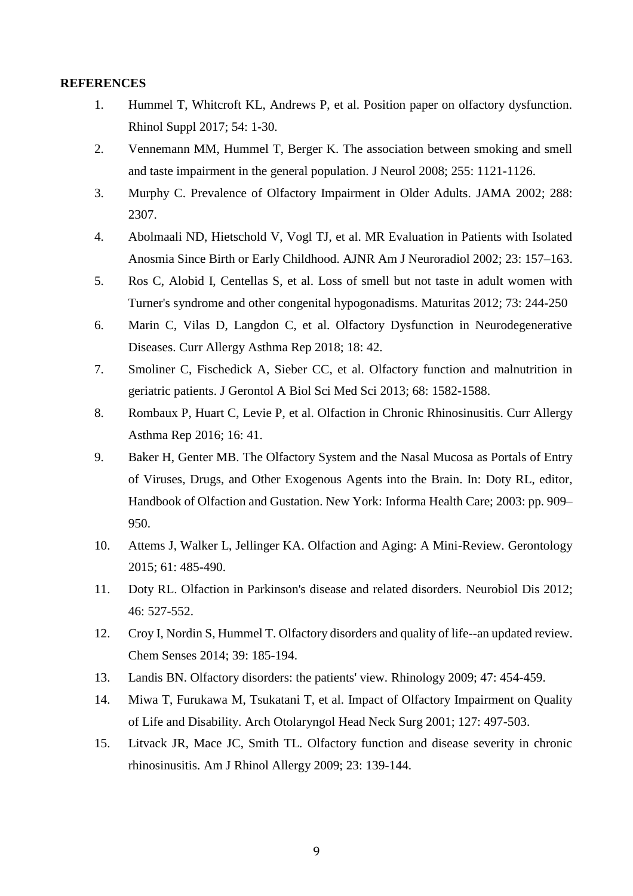**REFERENCES**

1. Hummel T, Whitcroft KL, Andrews P, et al. Position paper on olfactory dysfunction. Rhinol Suppl 2017; 54: 1-30.
2. Vennemann MM, Hummel T, Berger K. The association between smoking and smell and taste impairment in the general population. J Neurol 2008; 255: 1121-1126.
3. Murphy C. Prevalence of Olfactory Impairment in Older Adults. JAMA 2002; 288: 2307.
4. Abolmaali ND, Hietschold V, Vogl TJ, et al. MR Evaluation in Patients with Isolated Anosmia Since Birth or Early Childhood. AJNR Am J Neuroradiol 2002; 23: 157–163.
5. Ros C, Alobid I, Centellas S, et al. Loss of smell but not taste in adult women with Turner's syndrome and other congenital hypogonadisms. Maturitas 2012; 73: 244-250
6. Marin C, Vilas D, Langdon C, et al. Olfactory Dysfunction in Neurodegenerative Diseases. Curr Allergy Asthma Rep 2018; 18: 42.
7. Smoliner C, Fischedick A, Sieber CC, et al. Olfactory function and malnutrition in geriatric patients. J Gerontol A Biol Sci Med Sci 2013; 68: 1582-1588.
8. Rombaux P, Huart C, Levie P, et al. Olfaction in Chronic Rhinosinusitis. Curr Allergy Asthma Rep 2016; 16: 41.
9. Baker H, Genter MB. The Olfactory System and the Nasal Mucosa as Portals of Entry of Viruses, Drugs, and Other Exogenous Agents into the Brain. In: Doty RL, editor, Handbook of Olfaction and Gustation. New York: Informa Health Care; 2003: pp. 909–950.
10. Attems J, Walker L, Jellinger KA. Olfaction and Aging: A Mini-Review. Gerontology 2015; 61: 485-490.
11. Doty RL. Olfaction in Parkinson's disease and related disorders. Neurobiol Dis 2012; 46: 527-552.
12. Croy I, Nordin S, Hummel T. Olfactory disorders and quality of life--an updated review. Chem Senses 2014; 39: 185-194.
13. Landis BN. Olfactory disorders: the patients' view. Rhinology 2009; 47: 454-459.
14. Miwa T, Furukawa M, Tsukatani T, et al. Impact of Olfactory Impairment on Quality of Life and Disability. Arch Otolaryngol Head Neck Surg 2001; 127: 497-503.
15. Litvack JR, Mace JC, Smith TL. Olfactory function and disease severity in chronic rhinosinusitis. Am J Rhinol Allergy 2009; 23: 139-144.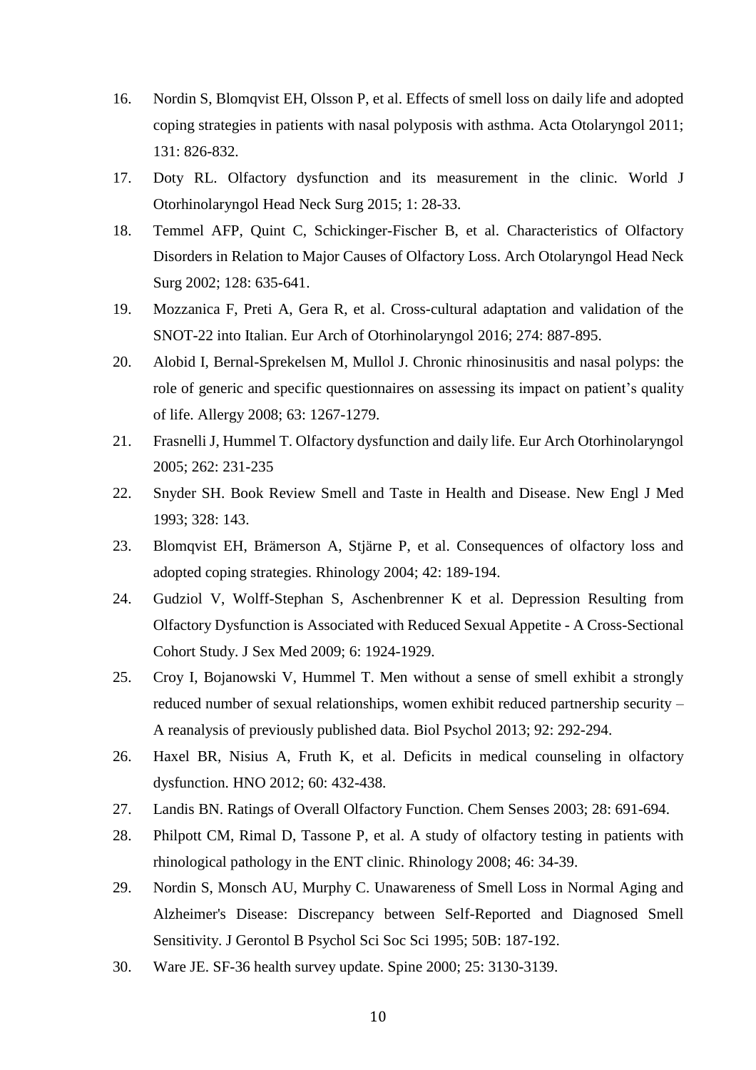16. Nordin S, Blomqvist EH, Olsson P, et al. Effects of smell loss on daily life and adopted coping strategies in patients with nasal polyposis with asthma. Acta Otolaryngol 2011; 131: 826-832.
17. Doty RL. Olfactory dysfunction and its measurement in the clinic. World J Otorhinolaryngol Head Neck Surg 2015; 1: 28-33.
18. Temmel AFP, Quint C, Schickinger-Fischer B, et al. Characteristics of Olfactory Disorders in Relation to Major Causes of Olfactory Loss. Arch Otolaryngol Head Neck Surg 2002; 128: 635-641.
19. Mozzanica F, Preti A, Gera R, et al. Cross-cultural adaptation and validation of the SNOT-22 into Italian. Eur Arch of Otorhinolaryngol 2016; 274: 887-895.
20. Alobid I, Bernal-Sprekelsen M, Mullol J. Chronic rhinosinusitis and nasal polyps: the role of generic and specific questionnaires on assessing its impact on patient's quality of life. Allergy 2008; 63: 1267-1279.
21. Frasnelli J, Hummel T. Olfactory dysfunction and daily life. Eur Arch Otorhinolaryngol 2005; 262: 231-235
22. Snyder SH. Book Review Smell and Taste in Health and Disease. New Engl J Med 1993; 328: 143.
23. Blomqvist EH, Brämerson A, Stjärne P, et al. Consequences of olfactory loss and adopted coping strategies. Rhinology 2004; 42: 189-194.
24. Gudziol V, Wolff-Stephan S, Aschenbrenner K et al. Depression Resulting from Olfactory Dysfunction is Associated with Reduced Sexual Appetite - A Cross-Sectional Cohort Study. J Sex Med 2009; 6: 1924-1929.
25. Croy I, Bojanowski V, Hummel T. Men without a sense of smell exhibit a strongly reduced number of sexual relationships, women exhibit reduced partnership security – A reanalysis of previously published data. Biol Psychol 2013; 92: 292-294.
26. Haxel BR, Nisius A, Fruth K, et al. Deficits in medical counseling in olfactory dysfunction. HNO 2012; 60: 432-438.
27. Landis BN. Ratings of Overall Olfactory Function. Chem Senses 2003; 28: 691-694.
28. Philpott CM, Rimal D, Tassone P, et al. A study of olfactory testing in patients with rhinological pathology in the ENT clinic. Rhinology 2008; 46: 34-39.
29. Nordin S, Monsch AU, Murphy C. Unawareness of Smell Loss in Normal Aging and Alzheimer's Disease: Discrepancy between Self-Reported and Diagnosed Smell Sensitivity. J Gerontol B Psychol Sci Soc Sci 1995; 50B: 187-192.
30. Ware JE. SF-36 health survey update. Spine 2000; 25: 3130-3139.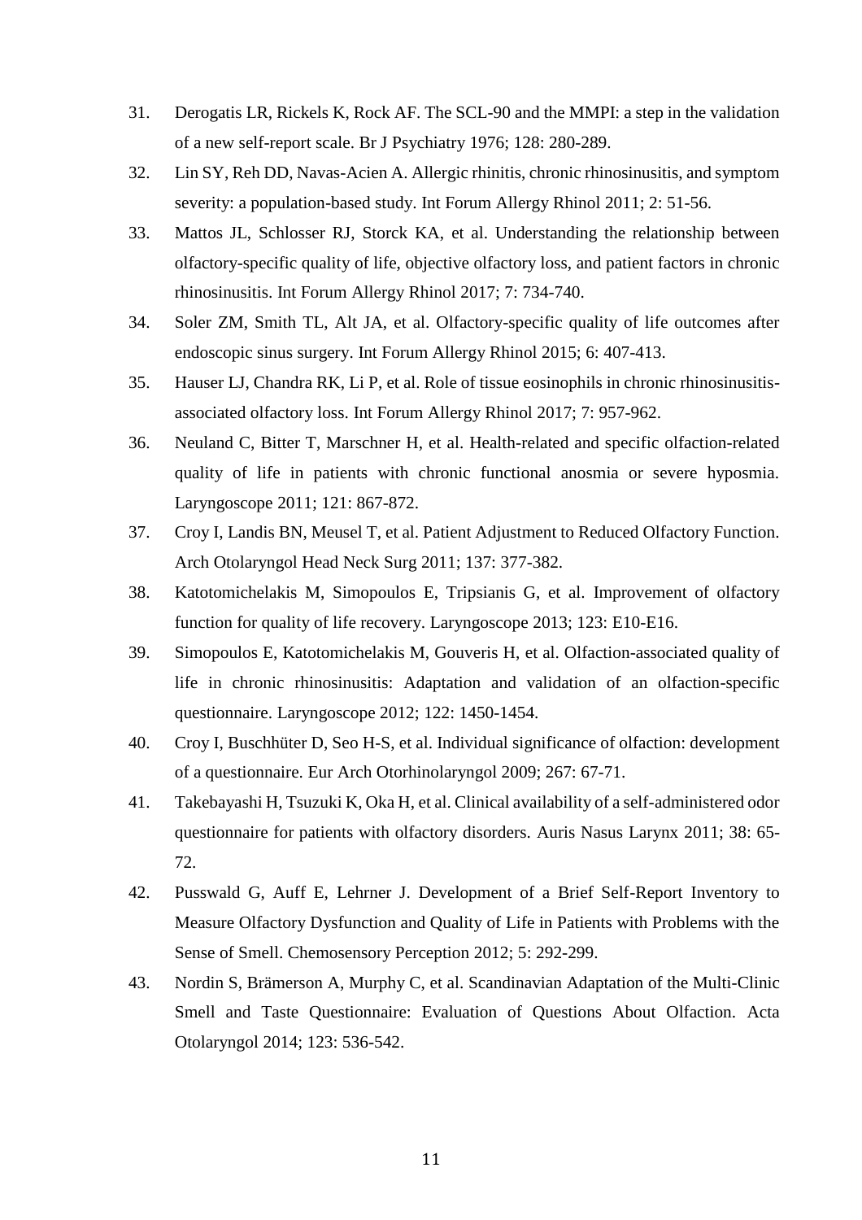31. Derogatis LR, Rickels K, Rock AF. The SCL-90 and the MMPI: a step in the validation of a new self-report scale. Br J Psychiatry 1976; 128: 280-289.
32. Lin SY, Reh DD, Navas-Acien A. Allergic rhinitis, chronic rhinosinusitis, and symptom severity: a population-based study. Int Forum Allergy Rhinol 2011; 2: 51-56.
33. Mattos JL, Schlosser RJ, Storck KA, et al. Understanding the relationship between olfactory-specific quality of life, objective olfactory loss, and patient factors in chronic rhinosinusitis. Int Forum Allergy Rhinol 2017; 7: 734-740.
34. Soler ZM, Smith TL, Alt JA, et al. Olfactory-specific quality of life outcomes after endoscopic sinus surgery. Int Forum Allergy Rhinol 2015; 6: 407-413.
35. Hauser LJ, Chandra RK, Li P, et al. Role of tissue eosinophils in chronic rhinosinusitis-associated olfactory loss. Int Forum Allergy Rhinol 2017; 7: 957-962.
36. Neuland C, Bitter T, Marschner H, et al. Health-related and specific olfaction-related quality of life in patients with chronic functional anosmia or severe hyposmia. Laryngoscope 2011; 121: 867-872.
37. Croy I, Landis BN, Meusel T, et al. Patient Adjustment to Reduced Olfactory Function. Arch Otolaryngol Head Neck Surg 2011; 137: 377-382.
38. Katotomichelakis M, Simopoulos E, Tripsianis G, et al. Improvement of olfactory function for quality of life recovery. Laryngoscope 2013; 123: E10-E16.
39. Simopoulos E, Katotomichelakis M, Gouveris H, et al. Olfaction-associated quality of life in chronic rhinosinusitis: Adaptation and validation of an olfaction-specific questionnaire. Laryngoscope 2012; 122: 1450-1454.
40. Croy I, Buschhüter D, Seo H-S, et al. Individual significance of olfaction: development of a questionnaire. Eur Arch Otorhinolaryngol 2009; 267: 67-71.
41. Takebayashi H, Tsuzuki K, Oka H, et al. Clinical availability of a self-administered odor questionnaire for patients with olfactory disorders. Auris Nasus Larynx 2011; 38: 65-72.
42. Pusswald G, Auff E, Lehrner J. Development of a Brief Self-Report Inventory to Measure Olfactory Dysfunction and Quality of Life in Patients with Problems with the Sense of Smell. Chemosensory Perception 2012; 5: 292-299.
43. Nordin S, Brämerson A, Murphy C, et al. Scandinavian Adaptation of the Multi-Clinic Smell and Taste Questionnaire: Evaluation of Questions About Olfaction. Acta Otolaryngol 2014; 123: 536-542.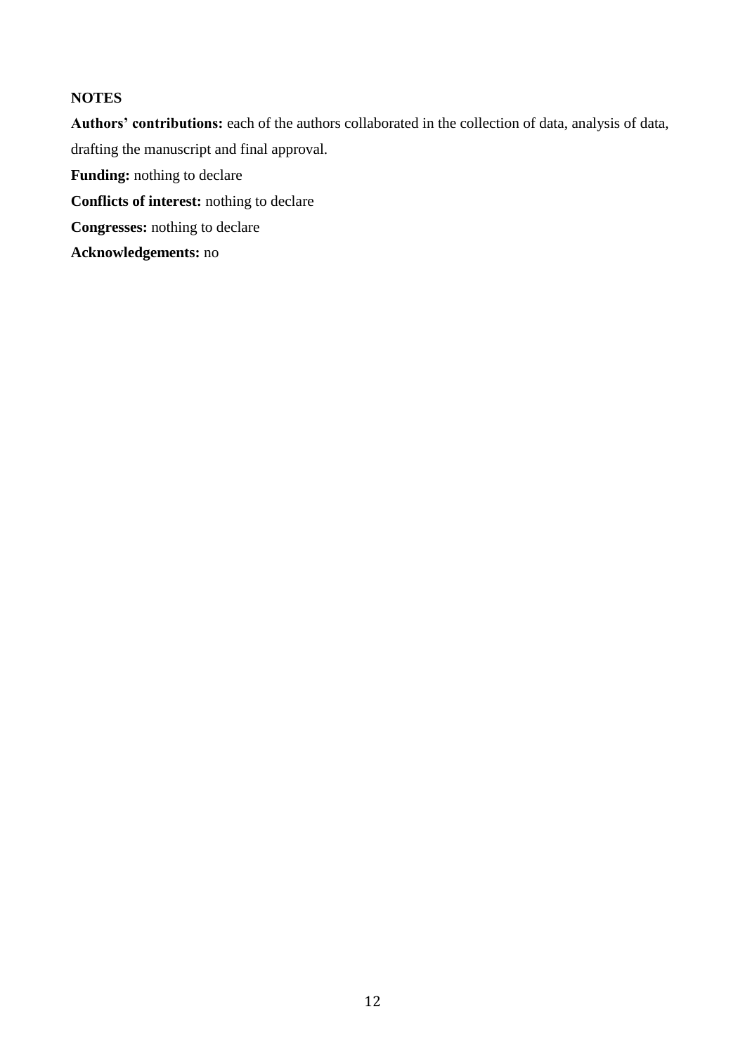**NOTES**

**Authors' contributions:** each of the authors collaborated in the collection of data, analysis of data, drafting the manuscript and final approval.

**Funding:** nothing to declare

**Conflicts of interest:** nothing to declare

**Congresses:** nothing to declare

**Acknowledgements:** no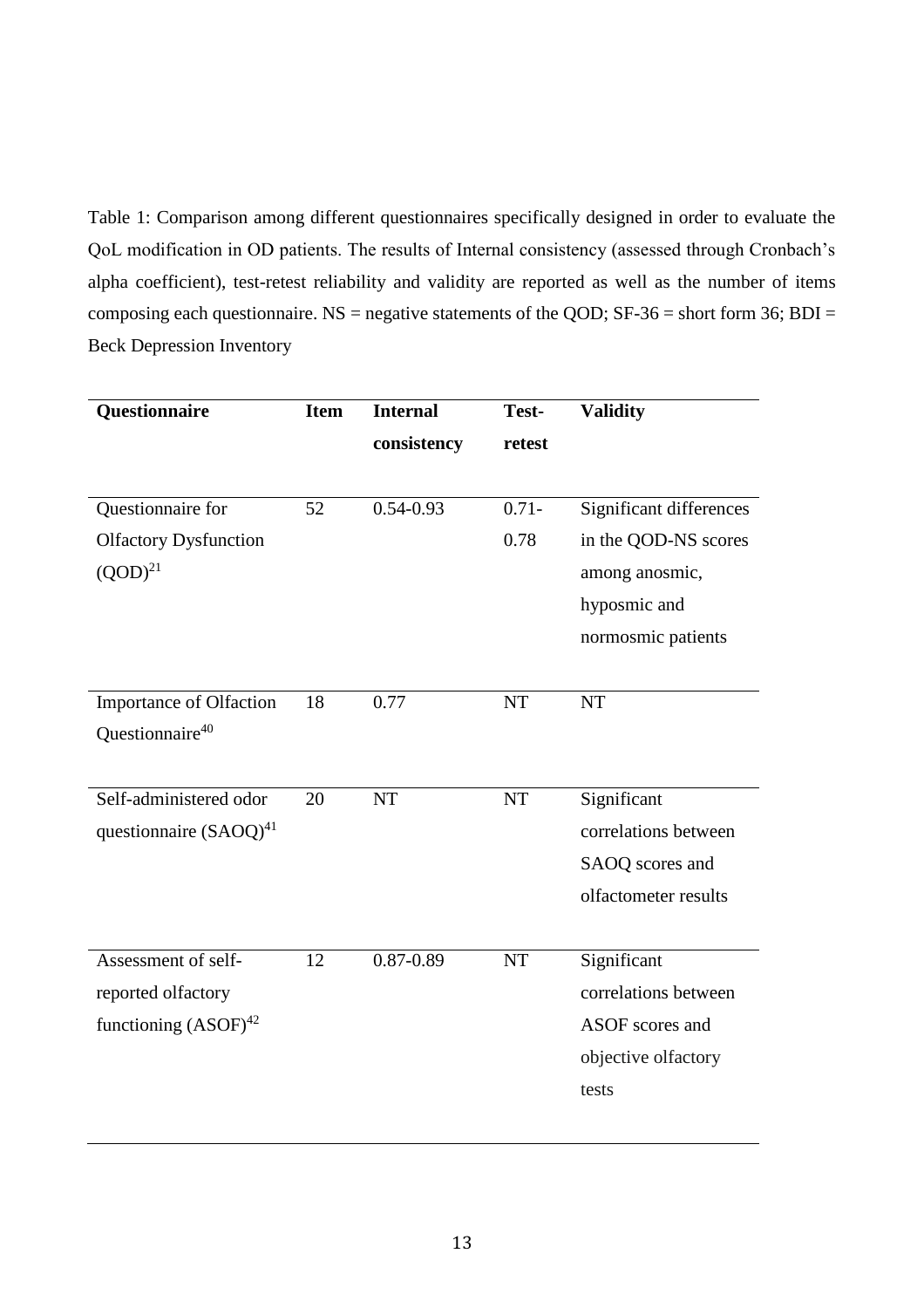Table 1: Comparison among different questionnaires specifically designed in order to evaluate the QoL modification in OD patients. The results of Internal consistency (assessed through Cronbach's alpha coefficient), test-retest reliability and validity are reported as well as the number of items composing each questionnaire. NS = negative statements of the QOD; SF-36 = short form 36; BDI = Beck Depression Inventory

| Questionnaire | Item | Internal consistency | Test-retest | Validity |
|---|---|---|---|---|
| Questionnaire for Olfactory Dysfunction (QOD)[21] | 52 | 0.54-0.93 | 0.71-0.78 | Significant differences in the QOD-NS scores among anosmic, hyposmic and normosmic patients |
| Importance of Olfaction Questionnaire[40] | 18 | 0.77 | NT | NT |
| Self-administered odor questionnaire (SAOQ)[41] | 20 | NT | NT | Significant correlations between SAOQ scores and olfactometer results |
| Assessment of self-reported olfactory functioning (ASOF)[42] | 12 | 0.87-0.89 | NT | Significant correlations between ASOF scores and objective olfactory tests |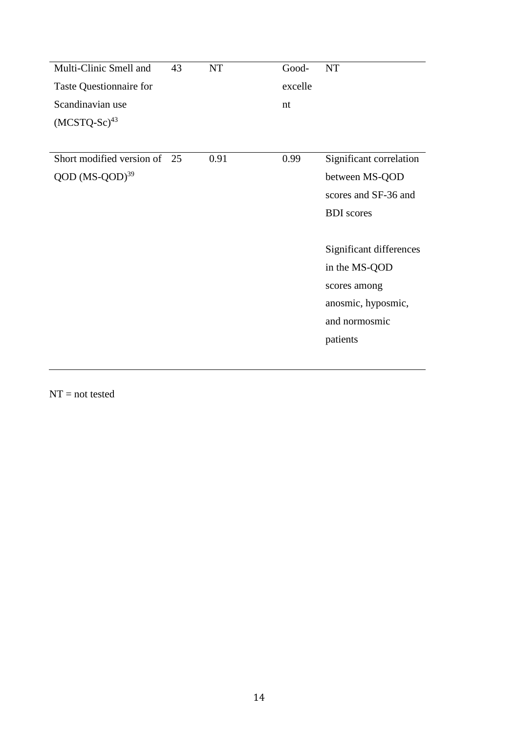| | | | | |
|---|---|---|---|---|
| Multi-Clinic Smell and Taste Questionnaire for Scandinavian use (MCSTQ-Sc)[43] | 43 | NT | Good-excellent | NT |
| Short modified version of QOD (MS-QOD)[39] | 25 | 0.91 | 0.99 | Significant correlation between MS-QOD scores and SF-36 and BDI scores<br><br>Significant differences in the MS-QOD scores among anosmic, hyposmic, and normosmic patients |

NT = not tested